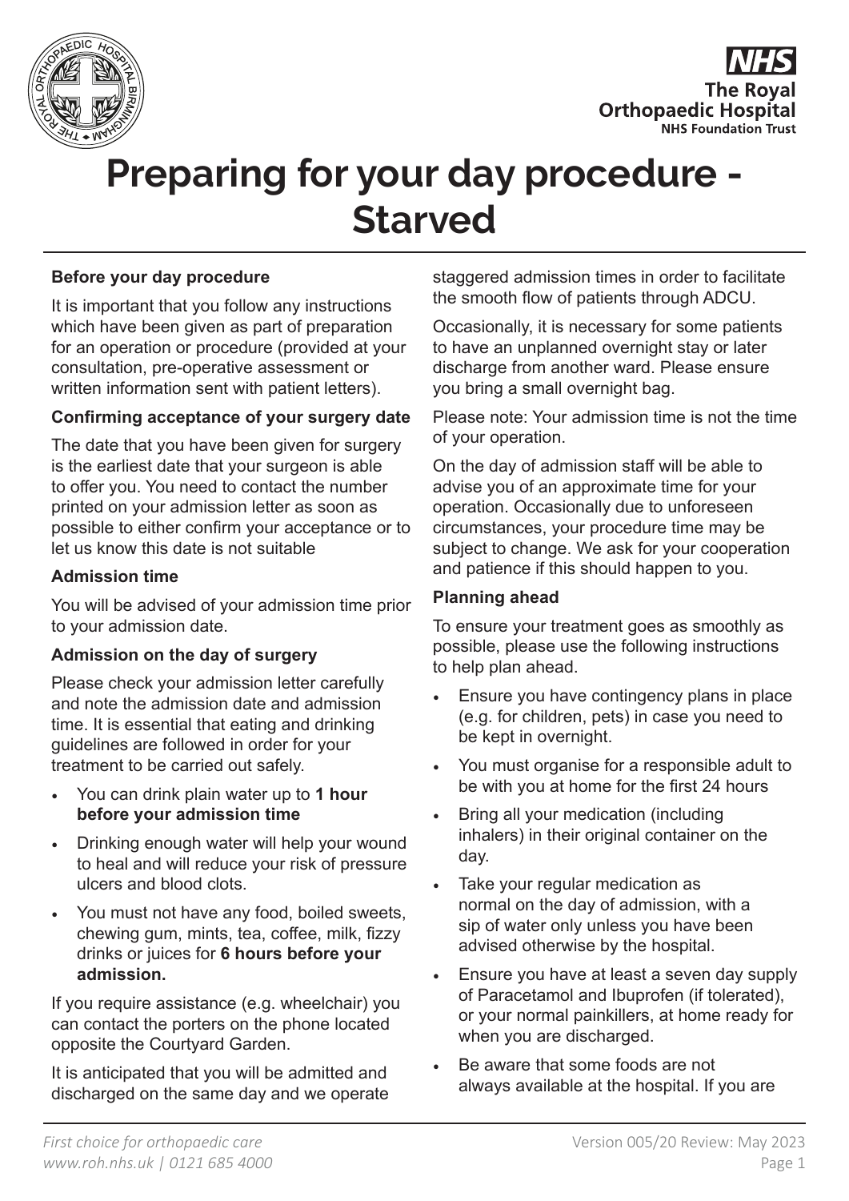# Preparing for your day procedure - Starved

**Before your day procedure**

It is important that you follow any instructions which have been given as part of preparation for an operation or procedure (provided at your consultation, pre-operative assessment or written information sent with patient letters).

**Confirming acceptance of your surgery date**

The date that you have been given for surgery is the earliest date that your surgeon is able to offer you. You need to contact the number printed on your admission letter as soon as possible to either confirm your acceptance or to let us know this date is not suitable

**Admission time**

You will be advised of your admission time prior to your admission date.

**Admission on the day of surgery**

Please check your admission letter carefully and note the admission date and admission time. It is essential that eating and drinking guidelines are followed in order for your treatment to be carried out safely.

- You can drink plain water up to **1 hour before your admission time**
- Drinking enough water will help your wound to heal and will reduce your risk of pressure ulcers and blood clots.
- You must not have any food, boiled sweets, chewing gum, mints, tea, coffee, milk, fizzy drinks or juices for **6 hours before your admission.**

If you require assistance (e.g. wheelchair) you can contact the porters on the phone located opposite the Courtyard Garden.

It is anticipated that you will be admitted and discharged on the same day and we operate staggered admission times in order to facilitate the smooth flow of patients through ADCU.

Occasionally, it is necessary for some patients to have an unplanned overnight stay or later discharge from another ward. Please ensure you bring a small overnight bag.

Please note: Your admission time is not the time of your operation.

On the day of admission staff will be able to advise you of an approximate time for your operation. Occasionally due to unforeseen circumstances, your procedure time may be subject to change. We ask for your cooperation and patience if this should happen to you.

**Planning ahead**

To ensure your treatment goes as smoothly as possible, please use the following instructions to help plan ahead.

- Ensure you have contingency plans in place (e.g. for children, pets) in case you need to be kept in overnight.
- You must organise for a responsible adult to be with you at home for the first 24 hours
- Bring all your medication (including inhalers) in their original container on the day.
- Take your regular medication as normal on the day of admission, with a sip of water only unless you have been advised otherwise by the hospital.
- Ensure you have at least a seven day supply of Paracetamol and Ibuprofen (if tolerated), or your normal painkillers, at home ready for when you are discharged.
- Be aware that some foods are not always available at the hospital. If you are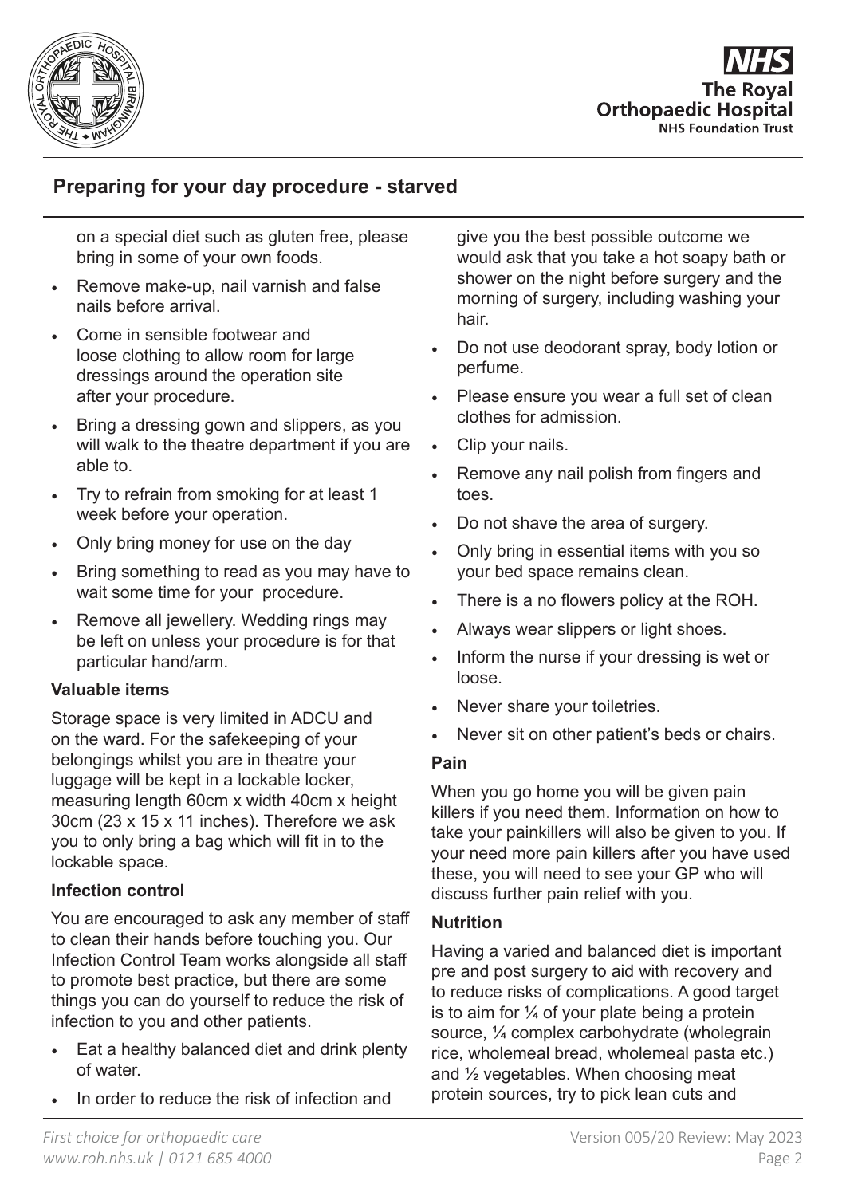on a special diet such as gluten free, please bring in some of your own foods.

- Remove make-up, nail varnish and false nails before arrival.
- Come in sensible footwear and loose clothing to allow room for large dressings around the operation site after your procedure.
- Bring a dressing gown and slippers, as you will walk to the theatre department if you are able to.
- Try to refrain from smoking for at least 1 week before your operation.
- Only bring money for use on the day
- Bring something to read as you may have to wait some time for your procedure.
- Remove all jewellery. Wedding rings may be left on unless your procedure is for that particular hand/arm.

**Valuable items**

Storage space is very limited in ADCU and on the ward. For the safekeeping of your belongings whilst you are in theatre your luggage will be kept in a lockable locker, measuring length 60cm x width 40cm x height 30cm (23 x 15 x 11 inches). Therefore we ask you to only bring a bag which will fit in to the lockable space.

**Infection control**

You are encouraged to ask any member of staff to clean their hands before touching you. Our Infection Control Team works alongside all staff to promote best practice, but there are some things you can do yourself to reduce the risk of infection to you and other patients.

- Eat a healthy balanced diet and drink plenty of water.
- In order to reduce the risk of infection and give you the best possible outcome we would ask that you take a hot soapy bath or shower on the night before surgery and the morning of surgery, including washing your hair.
- Do not use deodorant spray, body lotion or perfume.
- Please ensure you wear a full set of clean clothes for admission.
- Clip your nails.
- Remove any nail polish from fingers and toes.
- Do not shave the area of surgery.
- Only bring in essential items with you so your bed space remains clean.
- There is a no flowers policy at the ROH.
- Always wear slippers or light shoes.
- Inform the nurse if your dressing is wet or loose.
- Never share your toiletries.
- Never sit on other patient's beds or chairs.

**Pain**

When you go home you will be given pain killers if you need them. Information on how to take your painkillers will also be given to you. If your need more pain killers after you have used these, you will need to see your GP who will discuss further pain relief with you.

**Nutrition**

Having a varied and balanced diet is important pre and post surgery to aid with recovery and to reduce risks of complications. A good target is to aim for ¼ of your plate being a protein source, ¼ complex carbohydrate (wholegrain rice, wholemeal bread, wholemeal pasta etc.) and ½ vegetables. When choosing meat protein sources, try to pick lean cuts and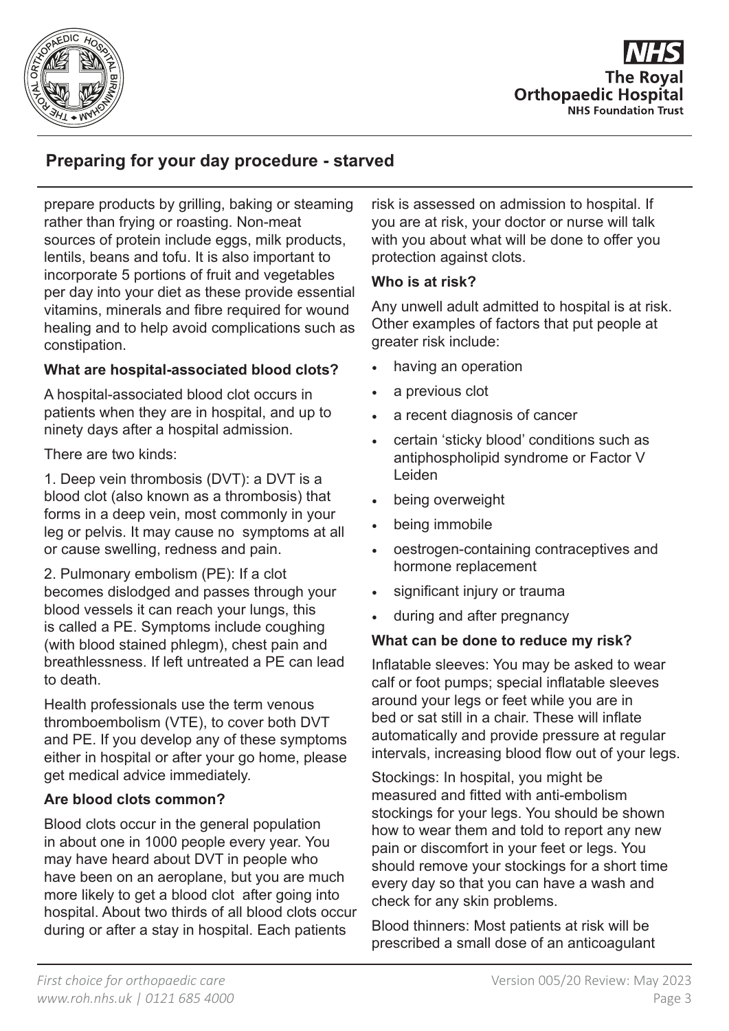prepare products by grilling, baking or steaming rather than frying or roasting. Non-meat sources of protein include eggs, milk products, lentils, beans and tofu. It is also important to incorporate 5 portions of fruit and vegetables per day into your diet as these provide essential vitamins, minerals and fibre required for wound healing and to help avoid complications such as constipation.

**What are hospital-associated blood clots?**

A hospital-associated blood clot occurs in patients when they are in hospital, and up to ninety days after a hospital admission.

There are two kinds:

1. Deep vein thrombosis (DVT): a DVT is a blood clot (also known as a thrombosis) that forms in a deep vein, most commonly in your leg or pelvis. It may cause no symptoms at all or cause swelling, redness and pain.

2. Pulmonary embolism (PE): If a clot becomes dislodged and passes through your blood vessels it can reach your lungs, this is called a PE. Symptoms include coughing (with blood stained phlegm), chest pain and breathlessness. If left untreated a PE can lead to death.

Health professionals use the term venous thromboembolism (VTE), to cover both DVT and PE. If you develop any of these symptoms either in hospital or after your go home, please get medical advice immediately.

**Are blood clots common?**

Blood clots occur in the general population in about one in 1000 people every year. You may have heard about DVT in people who have been on an aeroplane, but you are much more likely to get a blood clot after going into hospital. About two thirds of all blood clots occur during or after a stay in hospital. Each patients risk is assessed on admission to hospital. If you are at risk, your doctor or nurse will talk with you about what will be done to offer you protection against clots.

**Who is at risk?**

Any unwell adult admitted to hospital is at risk. Other examples of factors that put people at greater risk include:

- having an operation
- a previous clot
- a recent diagnosis of cancer
- certain 'sticky blood' conditions such as antiphospholipid syndrome or Factor V Leiden
- being overweight
- being immobile
- oestrogen-containing contraceptives and hormone replacement
- significant injury or trauma
- during and after pregnancy

**What can be done to reduce my risk?**

Inflatable sleeves: You may be asked to wear calf or foot pumps; special inflatable sleeves around your legs or feet while you are in bed or sat still in a chair. These will inflate automatically and provide pressure at regular intervals, increasing blood flow out of your legs.

Stockings: In hospital, you might be measured and fitted with anti-embolism stockings for your legs. You should be shown how to wear them and told to report any new pain or discomfort in your feet or legs. You should remove your stockings for a short time every day so that you can have a wash and check for any skin problems.

Blood thinners: Most patients at risk will be prescribed a small dose of an anticoagulant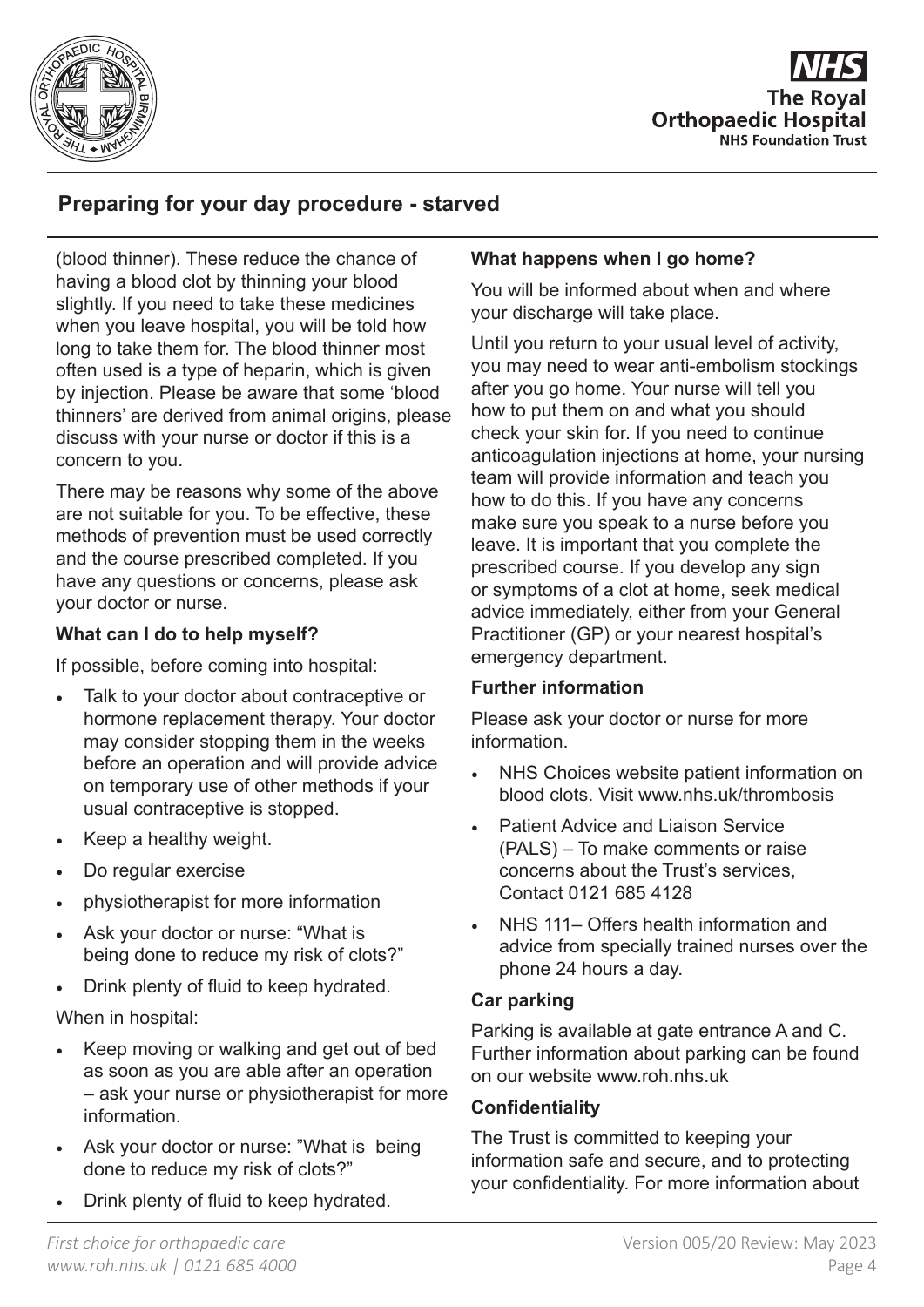(blood thinner). These reduce the chance of having a blood clot by thinning your blood slightly. If you need to take these medicines when you leave hospital, you will be told how long to take them for. The blood thinner most often used is a type of heparin, which is given by injection. Please be aware that some 'blood thinners' are derived from animal origins, please discuss with your nurse or doctor if this is a concern to you.

There may be reasons why some of the above are not suitable for you. To be effective, these methods of prevention must be used correctly and the course prescribed completed. If you have any questions or concerns, please ask your doctor or nurse.

**What can I do to help myself?**

If possible, before coming into hospital:

- Talk to your doctor about contraceptive or hormone replacement therapy. Your doctor may consider stopping them in the weeks before an operation and will provide advice on temporary use of other methods if your usual contraceptive is stopped.
- Keep a healthy weight.
- Do regular exercise
- physiotherapist for more information
- Ask your doctor or nurse: "What is being done to reduce my risk of clots?"
- Drink plenty of fluid to keep hydrated.

When in hospital:

- Keep moving or walking and get out of bed as soon as you are able after an operation – ask your nurse or physiotherapist for more information.
- Ask your doctor or nurse: "What is being done to reduce my risk of clots?"
- Drink plenty of fluid to keep hydrated.

**What happens when I go home?**

You will be informed about when and where your discharge will take place.

Until you return to your usual level of activity, you may need to wear anti-embolism stockings after you go home. Your nurse will tell you how to put them on and what you should check your skin for. If you need to continue anticoagulation injections at home, your nursing team will provide information and teach you how to do this. If you have any concerns make sure you speak to a nurse before you leave. It is important that you complete the prescribed course. If you develop any sign or symptoms of a clot at home, seek medical advice immediately, either from your General Practitioner (GP) or your nearest hospital's emergency department.

**Further information**

Please ask your doctor or nurse for more information.

- NHS Choices website patient information on blood clots. Visit www.nhs.uk/thrombosis
- Patient Advice and Liaison Service (PALS) – To make comments or raise concerns about the Trust's services, Contact 0121 685 4128
- NHS 111– Offers health information and advice from specially trained nurses over the phone 24 hours a day.

**Car parking**

Parking is available at gate entrance A and C. Further information about parking can be found on our website www.roh.nhs.uk

**Confidentiality**

The Trust is committed to keeping your information safe and secure, and to protecting your confidentiality. For more information about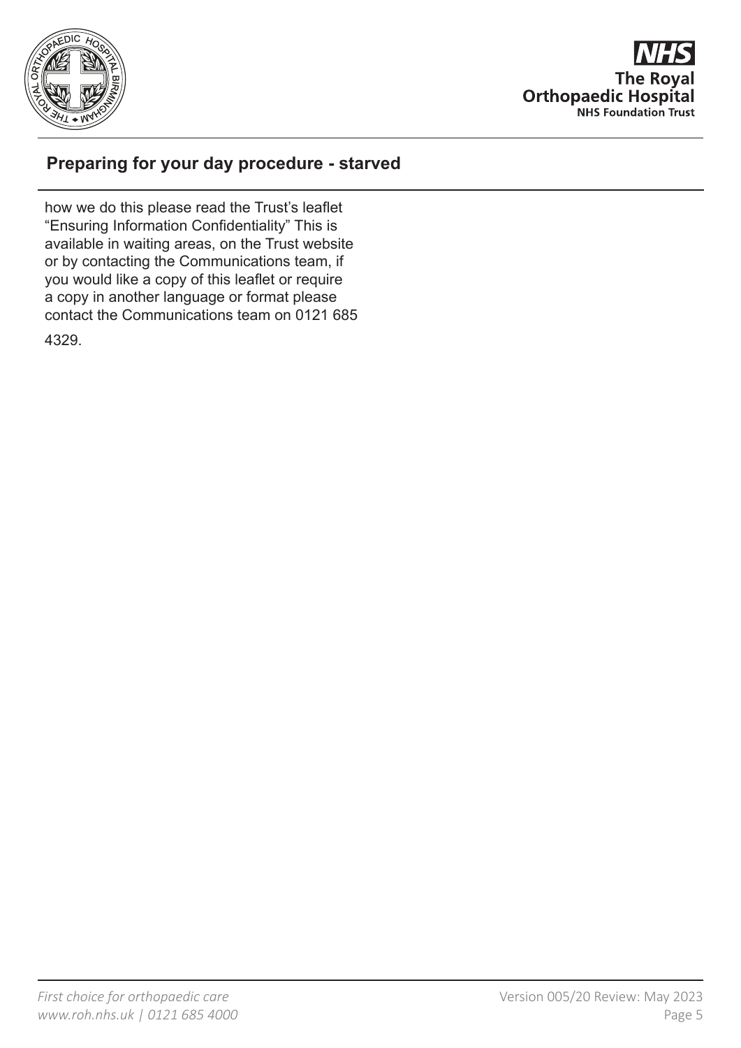how we do this please read the Trust's leaflet "Ensuring Information Confidentiality" This is available in waiting areas, on the Trust website or by contacting the Communications team, if you would like a copy of this leaflet or require a copy in another language or format please contact the Communications team on 0121 685 4329.